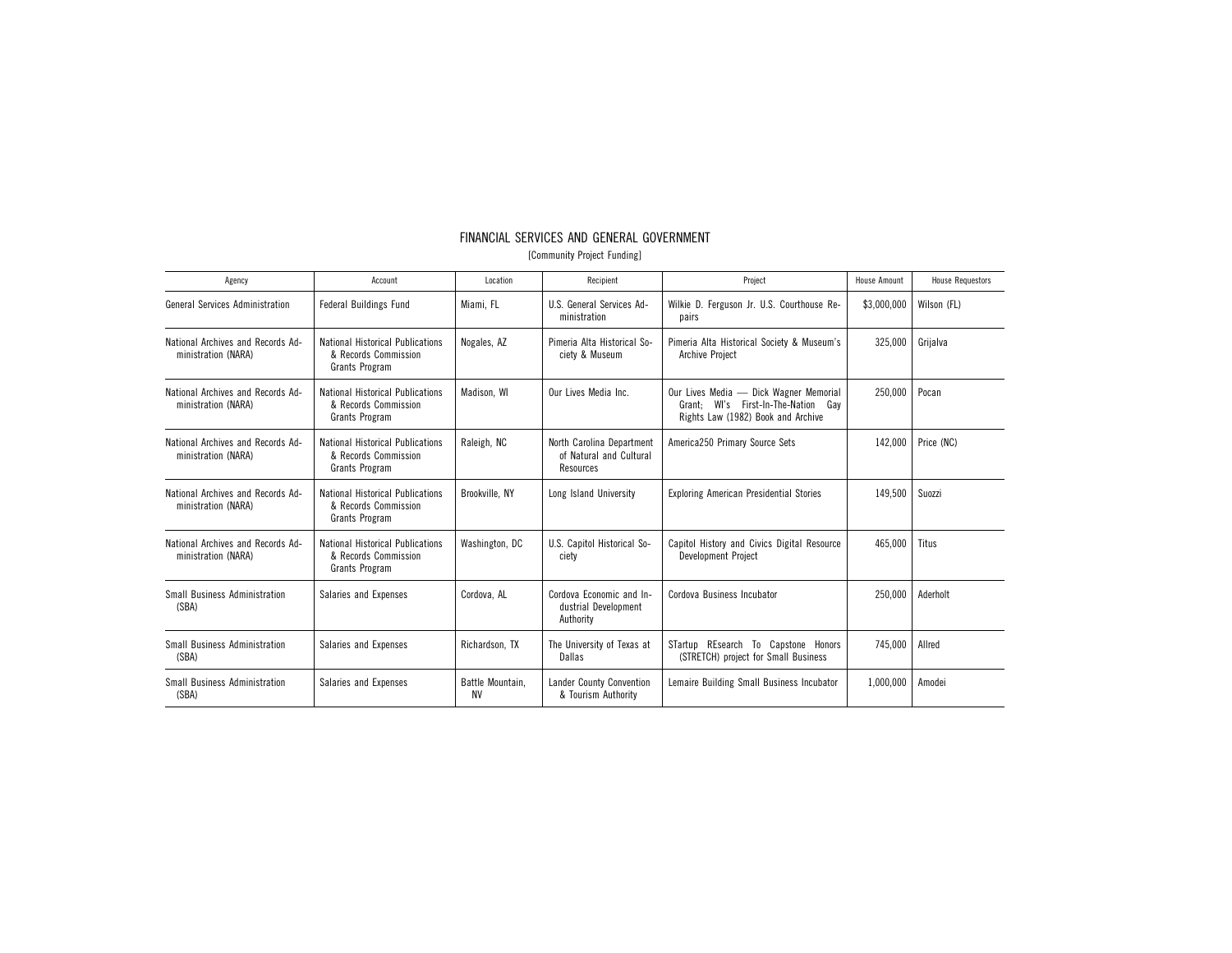# FINANCIAL SERVICES AND GENERAL GOVERNMENT

[Community Project Funding]

| Agency | Account | Location | Recipient | Project | House Amount | House Requestors |
|---|---|---|---|---|---|---|
| General Services Administration | Federal Buildings Fund | Miami, FL | U.S. General Services Administration | Wilkie D. Ferguson Jr. U.S. Courthouse Repairs | $3,000,000 | Wilson (FL) |
| National Archives and Records Administration (NARA) | National Historical Publications & Records Commission Grants Program | Nogales, AZ | Pimeria Alta Historical Society & Museum | Pimeria Alta Historical Society & Museum's Archive Project | 325,000 | Grijalva |
| National Archives and Records Administration (NARA) | National Historical Publications & Records Commission Grants Program | Madison, WI | Our Lives Media Inc. | Our Lives Media — Dick Wagner Memorial Grant; WI's First-In-The-Nation Gay Rights Law (1982) Book and Archive | 250,000 | Pocan |
| National Archives and Records Administration (NARA) | National Historical Publications & Records Commission Grants Program | Raleigh, NC | North Carolina Department of Natural and Cultural Resources | America250 Primary Source Sets | 142,000 | Price (NC) |
| National Archives and Records Administration (NARA) | National Historical Publications & Records Commission Grants Program | Brookville, NY | Long Island University | Exploring American Presidential Stories | 149,500 | Suozzi |
| National Archives and Records Administration (NARA) | National Historical Publications & Records Commission Grants Program | Washington, DC | U.S. Capitol Historical Society | Capitol History and Civics Digital Resource Development Project | 465,000 | Titus |
| Small Business Administration (SBA) | Salaries and Expenses | Cordova, AL | Cordova Economic and Industrial Development Authority | Cordova Business Incubator | 250,000 | Aderholt |
| Small Business Administration (SBA) | Salaries and Expenses | Richardson, TX | The University of Texas at Dallas | STartup REsearch To Capstone Honors (STRETCH) project for Small Business | 745,000 | Allred |
| Small Business Administration (SBA) | Salaries and Expenses | Battle Mountain, NV | Lander County Convention & Tourism Authority | Lemaire Building Small Business Incubator | 1,000,000 | Amodei |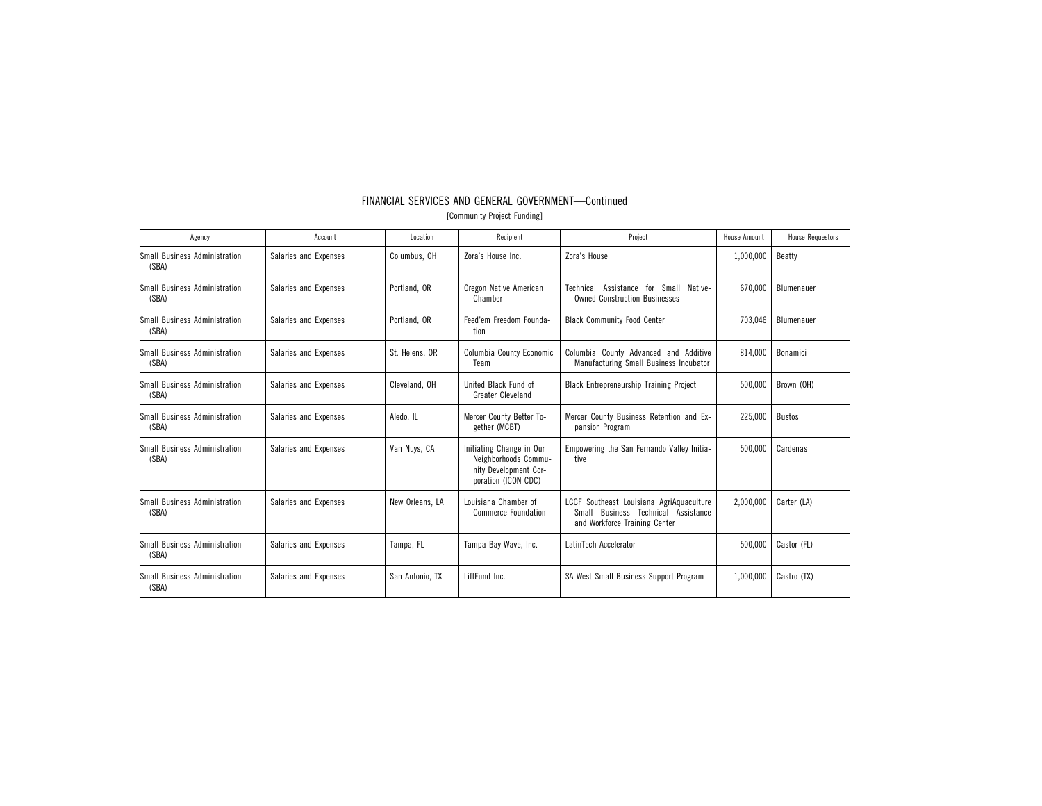## FINANCIAL SERVICES AND GENERAL GOVERNMENT—Continued

[Community Project Funding]

| Agency | Account | Location | Recipient | Project | House Amount | House Requestors |
|---|---|---|---|---|---|---|
| Small Business Administration (SBA) | Salaries and Expenses | Columbus, OH | Zora's House Inc. | Zora's House | 1,000,000 | Beatty |
| Small Business Administration (SBA) | Salaries and Expenses | Portland, OR | Oregon Native American Chamber | Technical Assistance for Small Native-Owned Construction Businesses | 670,000 | Blumenauer |
| Small Business Administration (SBA) | Salaries and Expenses | Portland, OR | Feed'em Freedom Foundation | Black Community Food Center | 703,046 | Blumenauer |
| Small Business Administration (SBA) | Salaries and Expenses | St. Helens, OR | Columbia County Economic Team | Columbia County Advanced and Additive Manufacturing Small Business Incubator | 814,000 | Bonamici |
| Small Business Administration (SBA) | Salaries and Expenses | Cleveland, OH | United Black Fund of Greater Cleveland | Black Entrepreneurship Training Project | 500,000 | Brown (OH) |
| Small Business Administration (SBA) | Salaries and Expenses | Aledo, IL | Mercer County Better Together (MCBT) | Mercer County Business Retention and Expansion Program | 225,000 | Bustos |
| Small Business Administration (SBA) | Salaries and Expenses | Van Nuys, CA | Initiating Change in Our Neighborhoods Community Development Corporation (ICON CDC) | Empowering the San Fernando Valley Initiative | 500,000 | Cardenas |
| Small Business Administration (SBA) | Salaries and Expenses | New Orleans, LA | Louisiana Chamber of Commerce Foundation | LCCF Southeast Louisiana AgriAquaculture Small Business Technical Assistance and Workforce Training Center | 2,000,000 | Carter (LA) |
| Small Business Administration (SBA) | Salaries and Expenses | Tampa, FL | Tampa Bay Wave, Inc. | LatinTech Accelerator | 500,000 | Castor (FL) |
| Small Business Administration (SBA) | Salaries and Expenses | San Antonio, TX | LiftFund Inc. | SA West Small Business Support Program | 1,000,000 | Castro (TX) |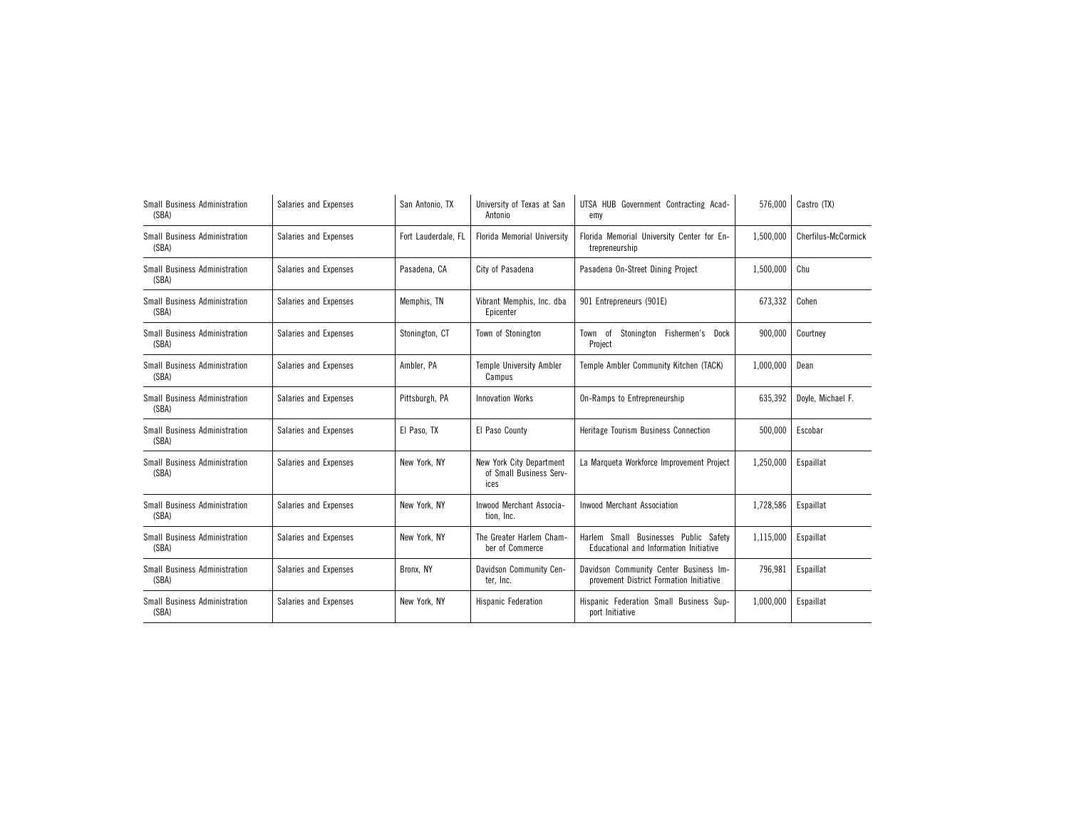| Small Business Administration (SBA) | Salaries and Expenses | San Antonio, TX | University of Texas at San Antonio | UTSA HUB Government Contracting Academy | 576,000 | Castro (TX) |
|---|---|---|---|---|---|---|
| Small Business Administration (SBA) | Salaries and Expenses | Fort Lauderdale, FL | Florida Memorial University | Florida Memorial University Center for Entrepreneurship | 1,500,000 | Cherfilus-McCormick |
| Small Business Administration (SBA) | Salaries and Expenses | Pasadena, CA | City of Pasadena | Pasadena On-Street Dining Project | 1,500,000 | Chu |
| Small Business Administration (SBA) | Salaries and Expenses | Memphis, TN | Vibrant Memphis, Inc. dba Epicenter | 901 Entrepreneurs (901E) | 673,332 | Cohen |
| Small Business Administration (SBA) | Salaries and Expenses | Stonington, CT | Town of Stonington | Town of Stonington Fishermen's Dock Project | 900,000 | Courtney |
| Small Business Administration (SBA) | Salaries and Expenses | Ambler, PA | Temple University Ambler Campus | Temple Ambler Community Kitchen (TACK) | 1,000,000 | Dean |
| Small Business Administration (SBA) | Salaries and Expenses | Pittsburgh, PA | Innovation Works | On-Ramps to Entrepreneurship | 635,392 | Doyle, Michael F. |
| Small Business Administration (SBA) | Salaries and Expenses | El Paso, TX | El Paso County | Heritage Tourism Business Connection | 500,000 | Escobar |
| Small Business Administration (SBA) | Salaries and Expenses | New York, NY | New York City Department of Small Business Services | La Marqueta Workforce Improvement Project | 1,250,000 | Espaillat |
| Small Business Administration (SBA) | Salaries and Expenses | New York, NY | Inwood Merchant Association, Inc. | Inwood Merchant Association | 1,728,586 | Espaillat |
| Small Business Administration (SBA) | Salaries and Expenses | New York, NY | The Greater Harlem Chamber of Commerce | Harlem Small Businesses Public Safety Educational and Information Initiative | 1,115,000 | Espaillat |
| Small Business Administration (SBA) | Salaries and Expenses | Bronx, NY | Davidson Community Center, Inc. | Davidson Community Center Business Improvement District Formation Initiative | 796,981 | Espaillat |
| Small Business Administration (SBA) | Salaries and Expenses | New York, NY | Hispanic Federation | Hispanic Federation Small Business Support Initiative | 1,000,000 | Espaillat |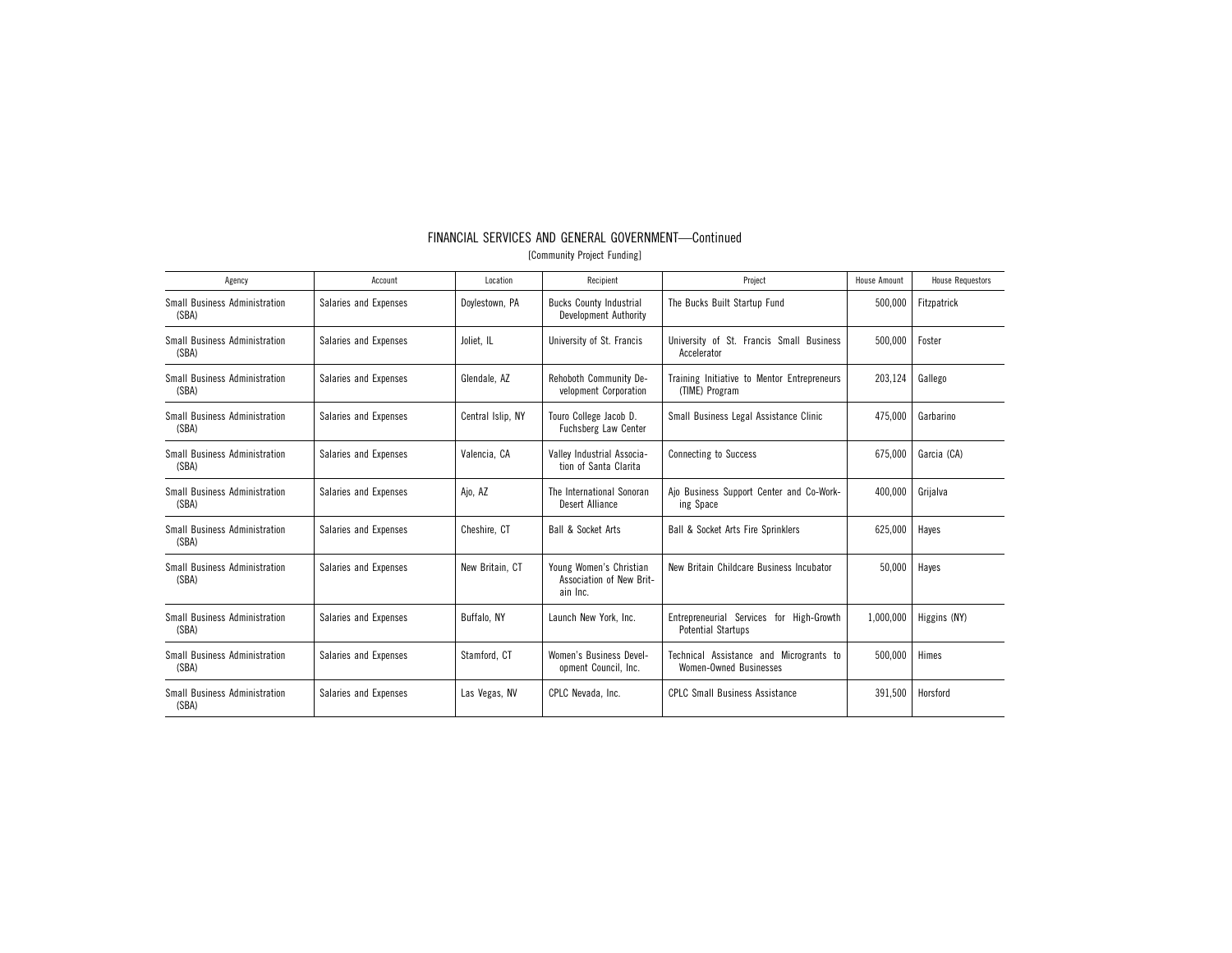## FINANCIAL SERVICES AND GENERAL GOVERNMENT—Continued

[Community Project Funding]

| Agency | Account | Location | Recipient | Project | House Amount | House Requestors |
|---|---|---|---|---|---|---|
| Small Business Administration (SBA) | Salaries and Expenses | Doylestown, PA | Bucks County Industrial Development Authority | The Bucks Built Startup Fund | 500,000 | Fitzpatrick |
| Small Business Administration (SBA) | Salaries and Expenses | Joliet, IL | University of St. Francis | University of St. Francis Small Business Accelerator | 500,000 | Foster |
| Small Business Administration (SBA) | Salaries and Expenses | Glendale, AZ | Rehoboth Community Development Corporation | Training Initiative to Mentor Entrepreneurs (TIME) Program | 203,124 | Gallego |
| Small Business Administration (SBA) | Salaries and Expenses | Central Islip, NY | Touro College Jacob D. Fuchsberg Law Center | Small Business Legal Assistance Clinic | 475,000 | Garbarino |
| Small Business Administration (SBA) | Salaries and Expenses | Valencia, CA | Valley Industrial Association of Santa Clarita | Connecting to Success | 675,000 | Garcia (CA) |
| Small Business Administration (SBA) | Salaries and Expenses | Ajo, AZ | The International Sonoran Desert Alliance | Ajo Business Support Center and Co-Working Space | 400,000 | Grijalva |
| Small Business Administration (SBA) | Salaries and Expenses | Cheshire, CT | Ball & Socket Arts | Ball & Socket Arts Fire Sprinklers | 625,000 | Hayes |
| Small Business Administration (SBA) | Salaries and Expenses | New Britain, CT | Young Women's Christian Association of New Britain Inc. | New Britain Childcare Business Incubator | 50,000 | Hayes |
| Small Business Administration (SBA) | Salaries and Expenses | Buffalo, NY | Launch New York, Inc. | Entrepreneurial Services for High-Growth Potential Startups | 1,000,000 | Higgins (NY) |
| Small Business Administration (SBA) | Salaries and Expenses | Stamford, CT | Women's Business Development Council, Inc. | Technical Assistance and Micrograntsto Women-Owned Businesses | 500,000 | Himes |
| Small Business Administration (SBA) | Salaries and Expenses | Las Vegas, NV | CPLC Nevada, Inc. | CPLC Small Business Assistance | 391,500 | Horsford |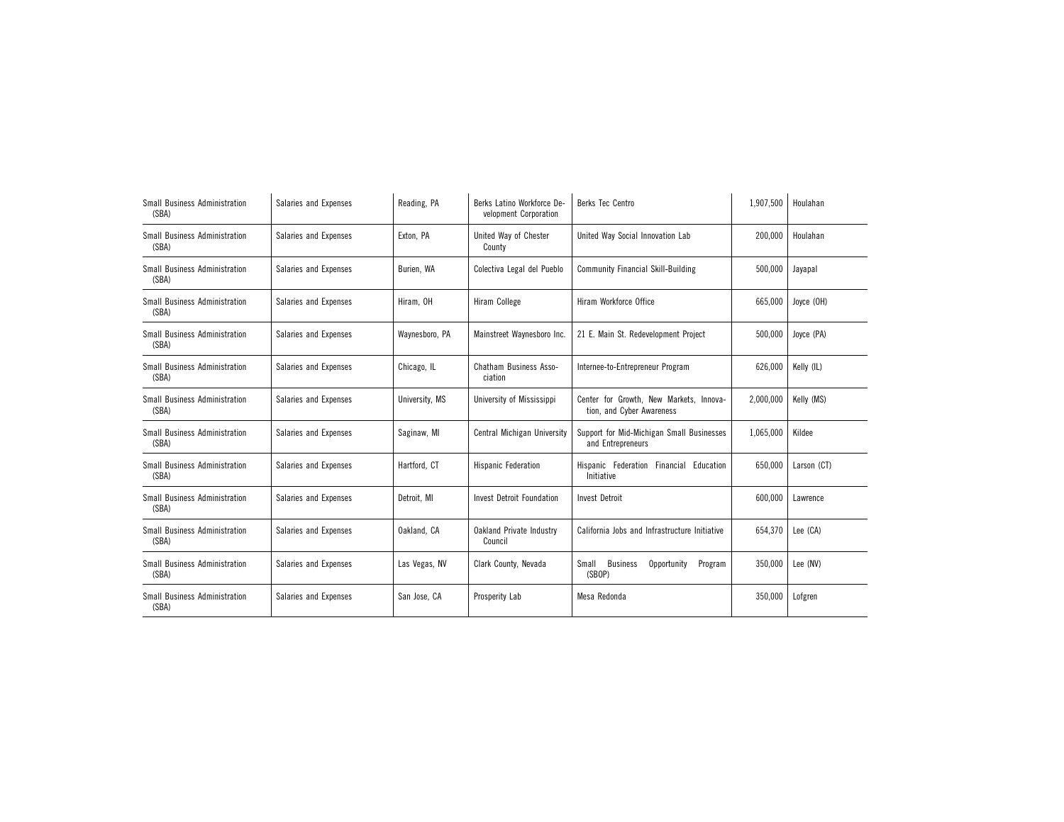| Small Business Administration (SBA) | Salaries and Expenses | Reading, PA | Berks Latino Workforce Development Corporation | Berks Tec Centro | 1,907,500 | Houlahan |
|---|---|---|---|---|---|---|
| Small Business Administration (SBA) | Salaries and Expenses | Exton, PA | United Way of Chester County | United Way Social Innovation Lab | 200,000 | Houlahan |
| Small Business Administration (SBA) | Salaries and Expenses | Burien, WA | Colectiva Legal del Pueblo | Community Financial Skill-Building | 500,000 | Jayapal |
| Small Business Administration (SBA) | Salaries and Expenses | Hiram, OH | Hiram College | Hiram Workforce Office | 665,000 | Joyce (OH) |
| Small Business Administration (SBA) | Salaries and Expenses | Waynesboro, PA | Mainstreet Waynesboro Inc. | 21 E. Main St. Redevelopment Project | 500,000 | Joyce (PA) |
| Small Business Administration (SBA) | Salaries and Expenses | Chicago, IL | Chatham Business Association | Internee-to-Entrepreneur Program | 626,000 | Kelly (IL) |
| Small Business Administration (SBA) | Salaries and Expenses | University, MS | University of Mississippi | Center for Growth, New Markets, Innovation, and Cyber Awareness | 2,000,000 | Kelly (MS) |
| Small Business Administration (SBA) | Salaries and Expenses | Saginaw, MI | Central Michigan University | Support for Mid-Michigan Small Businesses and Entrepreneurs | 1,065,000 | Kildee |
| Small Business Administration (SBA) | Salaries and Expenses | Hartford, CT | Hispanic Federation | Hispanic Federation Financial Education Initiative | 650,000 | Larson (CT) |
| Small Business Administration (SBA) | Salaries and Expenses | Detroit, MI | Invest Detroit Foundation | Invest Detroit | 600,000 | Lawrence |
| Small Business Administration (SBA) | Salaries and Expenses | Oakland, CA | Oakland Private Industry Council | California Jobs and Infrastructure Initiative | 654,370 | Lee (CA) |
| Small Business Administration (SBA) | Salaries and Expenses | Las Vegas, NV | Clark County, Nevada | Small Business Opportunity Program (SBOP) | 350,000 | Lee (NV) |
| Small Business Administration (SBA) | Salaries and Expenses | San Jose, CA | Prosperity Lab | Mesa Redonda | 350,000 | Lofgren |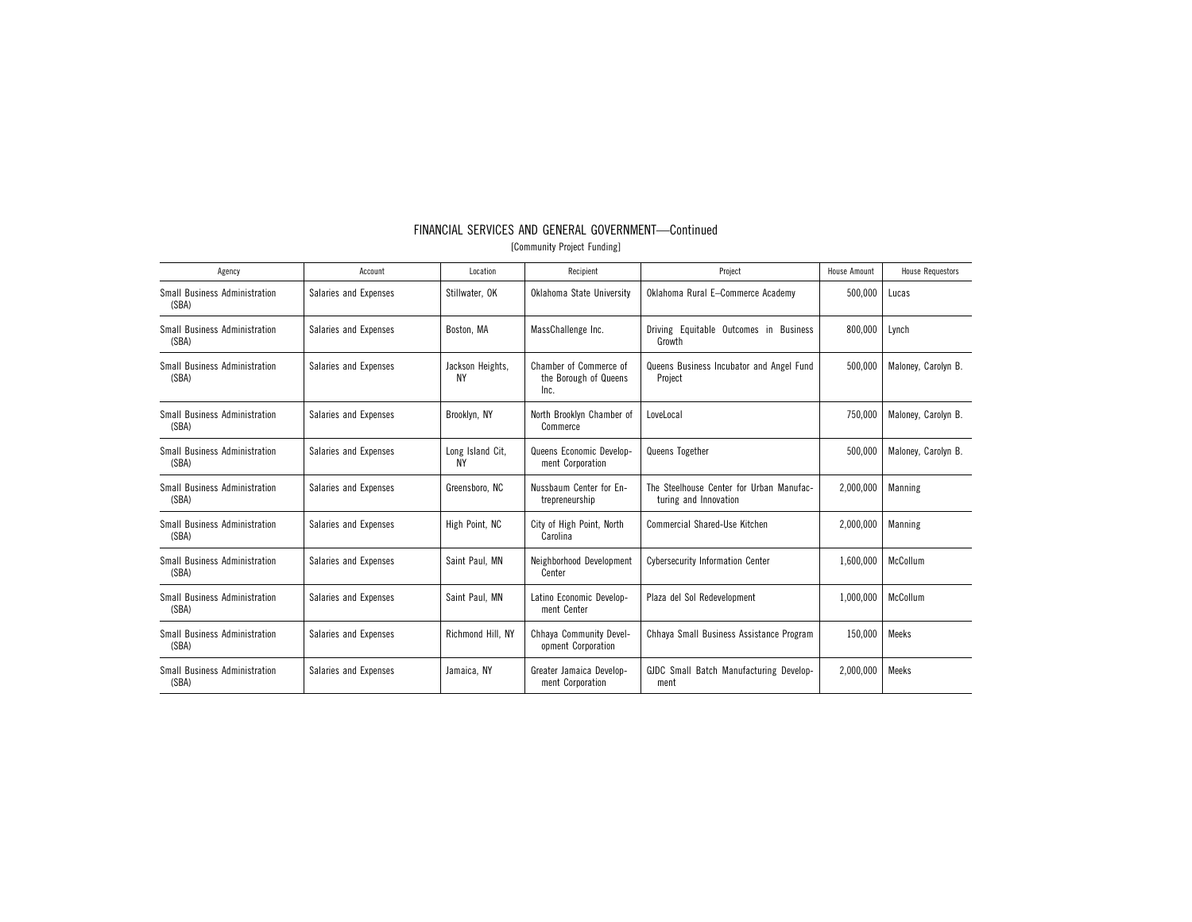## FINANCIAL SERVICES AND GENERAL GOVERNMENT—Continued

[Community Project Funding]

| Agency | Account | Location | Recipient | Project | House Amount | House Requestors |
| --- | --- | --- | --- | --- | --- | --- |
| Small Business Administration (SBA) | Salaries and Expenses | Stillwater, OK | Oklahoma State University | Oklahoma Rural E–Commerce Academy | 500,000 | Lucas |
| Small Business Administration (SBA) | Salaries and Expenses | Boston, MA | MassChallenge Inc. | Driving Equitable Outcomes in Business Growth | 800,000 | Lynch |
| Small Business Administration (SBA) | Salaries and Expenses | Jackson Heights, NY | Chamber of Commerce of the Borough of Queens Inc. | Queens Business Incubator and Angel Fund Project | 500,000 | Maloney, Carolyn B. |
| Small Business Administration (SBA) | Salaries and Expenses | Brooklyn, NY | North Brooklyn Chamber of Commerce | LoveLocal | 750,000 | Maloney, Carolyn B. |
| Small Business Administration (SBA) | Salaries and Expenses | Long Island Cit, NY | Queens Economic Development Corporation | Queens Together | 500,000 | Maloney, Carolyn B. |
| Small Business Administration (SBA) | Salaries and Expenses | Greensboro, NC | Nussbaum Center for Entrepreneurship | The Steelhouse Center for Urban Manufacturing and Innovation | 2,000,000 | Manning |
| Small Business Administration (SBA) | Salaries and Expenses | High Point, NC | City of High Point, North Carolina | Commercial Shared-Use Kitchen | 2,000,000 | Manning |
| Small Business Administration (SBA) | Salaries and Expenses | Saint Paul, MN | Neighborhood Development Center | Cybersecurity Information Center | 1,600,000 | McCollum |
| Small Business Administration (SBA) | Salaries and Expenses | Saint Paul, MN | Latino Economic Development Center | Plaza del Sol Redevelopment | 1,000,000 | McCollum |
| Small Business Administration (SBA) | Salaries and Expenses | Richmond Hill, NY | Chhaya Community Development Corporation | Chhaya Small Business Assistance Program | 150,000 | Meeks |
| Small Business Administration (SBA) | Salaries and Expenses | Jamaica, NY | Greater Jamaica Development Corporation | GJDC Small Batch Manufacturing Development | 2,000,000 | Meeks |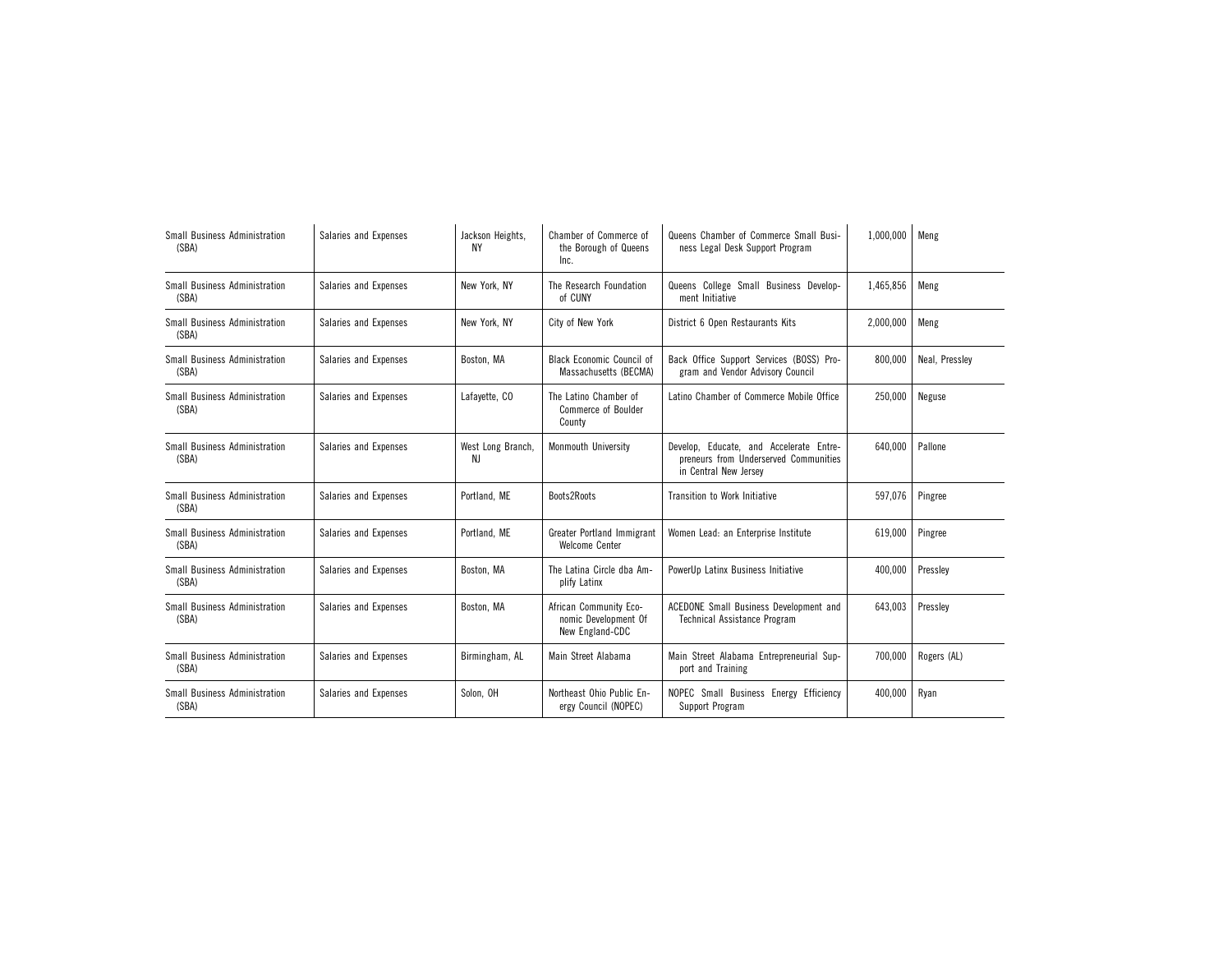| Small Business Administration (SBA) | Salaries and Expenses | Jackson Heights, NY | Chamber of Commerce of the Borough of Queens Inc. | Queens Chamber of Commerce Small Business Legal Desk Support Program | 1,000,000 | Meng |
|---|---|---|---|---|---|---|
| Small Business Administration (SBA) | Salaries and Expenses | New York, NY | The Research Foundation of CUNY | Queens College Small Business Development Initiative | 1,465,856 | Meng |
| Small Business Administration (SBA) | Salaries and Expenses | New York, NY | City of New York | District 6 Open Restaurants Kits | 2,000,000 | Meng |
| Small Business Administration (SBA) | Salaries and Expenses | Boston, MA | Black Economic Council of Massachusetts (BECMA) | Back Office Support Services (BOSS) Program and Vendor Advisory Council | 800,000 | Neal, Pressley |
| Small Business Administration (SBA) | Salaries and Expenses | Lafayette, CO | The Latino Chamber of Commerce of Boulder County | Latino Chamber of Commerce Mobile Office | 250,000 | Neguse |
| Small Business Administration (SBA) | Salaries and Expenses | West Long Branch, NJ | Monmouth University | Develop, Educate, and Accelerate Entrepreneurs from Underserved Communities in Central New Jersey | 640,000 | Pallone |
| Small Business Administration (SBA) | Salaries and Expenses | Portland, ME | Boots2Roots | Transition to Work Initiative | 597,076 | Pingree |
| Small Business Administration (SBA) | Salaries and Expenses | Portland, ME | Greater Portland Immigrant Welcome Center | Women Lead: an Enterprise Institute | 619,000 | Pingree |
| Small Business Administration (SBA) | Salaries and Expenses | Boston, MA | The Latina Circle dba Amplify Latinx | PowerUp Latinx Business Initiative | 400,000 | Pressley |
| Small Business Administration (SBA) | Salaries and Expenses | Boston, MA | African Community Economic Development Of New England-CDC | ACEDONE Small Business Development and Technical Assistance Program | 643,003 | Pressley |
| Small Business Administration (SBA) | Salaries and Expenses | Birmingham, AL | Main Street Alabama | Main Street Alabama Entrepreneurial Support and Training | 700,000 | Rogers (AL) |
| Small Business Administration (SBA) | Salaries and Expenses | Solon, OH | Northeast Ohio Public Energy Council (NOPEC) | NOPEC Small Business Energy Efficiency Support Program | 400,000 | Ryan |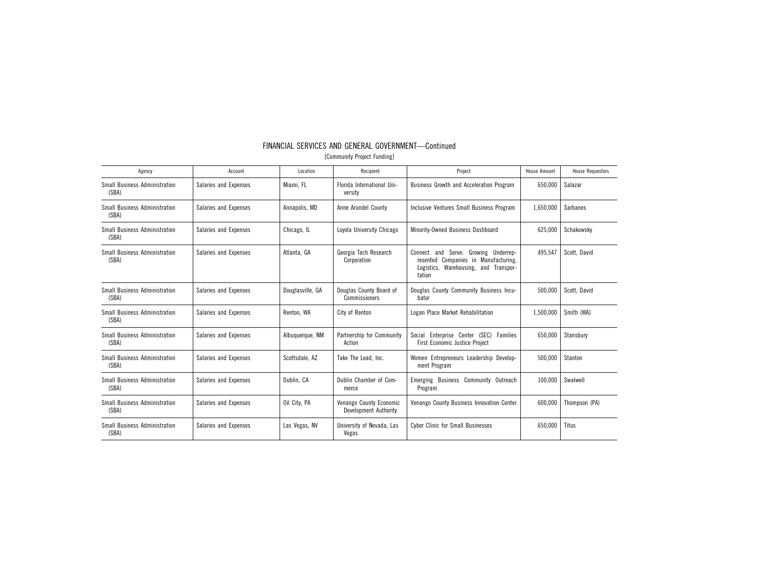## FINANCIAL SERVICES AND GENERAL GOVERNMENT—Continued

[Community Project Funding]

| Agency | Account | Location | Recipient | Project | House Amount | House Requestors |
|---|---|---|---|---|---|---|
| Small Business Administration (SBA) | Salaries and Expenses | Miami, FL | Florida International University | Business Growth and Acceleration Program | 650,000 | Salazar |
| Small Business Administration (SBA) | Salaries and Expenses | Annapolis, MD | Anne Arundel County | Inclusive Ventures Small Business Program | 1,650,000 | Sarbanes |
| Small Business Administration (SBA) | Salaries and Expenses | Chicago, IL | Loyola University Chicago | Minority-Owned Business Dashboard | 625,000 | Schakowsky |
| Small Business Administration (SBA) | Salaries and Expenses | Atlanta, GA | Georgia Tech Research Corporation | Connect and Serve: Growing Underrepresented Companies in Manufacturing, Logistics, Warehousing, and Transportation | 495,547 | Scott, David |
| Small Business Administration (SBA) | Salaries and Expenses | Douglasville, GA | Douglas County Board of Commissioners | Douglas County Community Business Incubator | 500,000 | Scott, David |
| Small Business Administration (SBA) | Salaries and Expenses | Renton, WA | City of Renton | Logan Place Market Rehabilitation | 1,500,000 | Smith (WA) |
| Small Business Administration (SBA) | Salaries and Expenses | Albuquerque, NM | Partnership for Community Action | Social Enterprise Center (SEC) Families First Economic Justice Project | 650,000 | Stansbury |
| Small Business Administration (SBA) | Salaries and Expenses | Scottsdale, AZ | Take The Lead, Inc. | Women Entrepreneurs Leadership Development Program | 500,000 | Stanton |
| Small Business Administration (SBA) | Salaries and Expenses | Dublin, CA | Dublin Chamber of Commerce | Emerging Business Community Outreach Program | 100,000 | Swalwell |
| Small Business Administration (SBA) | Salaries and Expenses | Oil City, PA | Venango County Economic Development Authority | Venango County Business Innovation Center | 600,000 | Thompson (PA) |
| Small Business Administration (SBA) | Salaries and Expenses | Las Vegas, NV | University of Nevada, Las Vegas | Cyber Clinic for Small Businesses | 650,000 | Titus |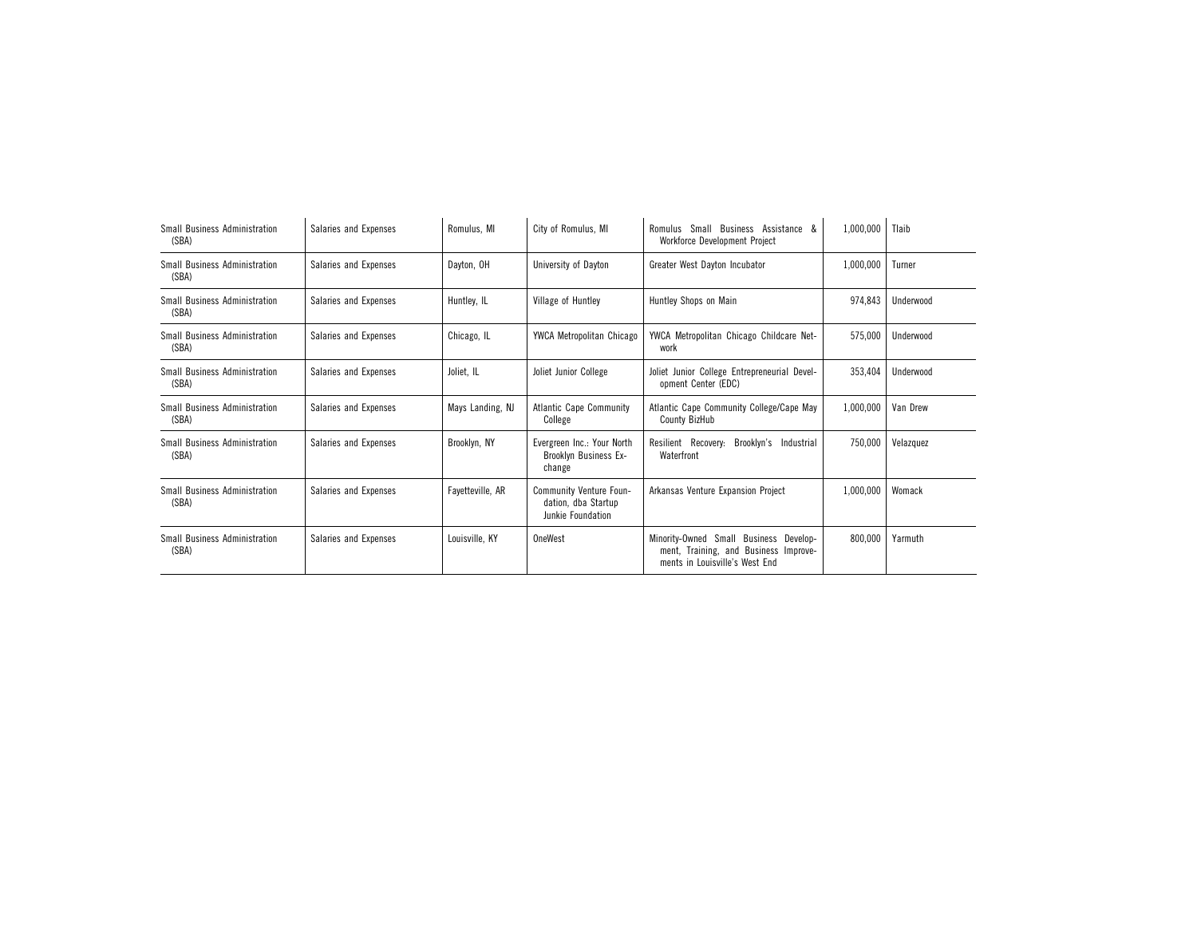| | | | | | | |
|---|---|---|---|---|---|---|
| Small Business Administration (SBA) | Salaries and Expenses | Romulus, MI | City of Romulus, MI | Romulus Small Business Assistance & Workforce Development Project | 1,000,000 | Tlaib |
| Small Business Administration (SBA) | Salaries and Expenses | Dayton, OH | University of Dayton | Greater West Dayton Incubator | 1,000,000 | Turner |
| Small Business Administration (SBA) | Salaries and Expenses | Huntley, IL | Village of Huntley | Huntley Shops on Main | 974,843 | Underwood |
| Small Business Administration (SBA) | Salaries and Expenses | Chicago, IL | YWCA Metropolitan Chicago | YWCA Metropolitan Chicago Childcare Network | 575,000 | Underwood |
| Small Business Administration (SBA) | Salaries and Expenses | Joliet, IL | Joliet Junior College | Joliet Junior College Entrepreneurial Development Center (EDC) | 353,404 | Underwood |
| Small Business Administration (SBA) | Salaries and Expenses | Mays Landing, NJ | Atlantic Cape Community College | Atlantic Cape Community College/Cape May County BizHub | 1,000,000 | Van Drew |
| Small Business Administration (SBA) | Salaries and Expenses | Brooklyn, NY | Evergreen Inc.: Your North Brooklyn Business Exchange | Resilient Recovery: Brooklyn's Industrial Waterfront | 750,000 | Velazquez |
| Small Business Administration (SBA) | Salaries and Expenses | Fayetteville, AR | Community Venture Foundation, dba Startup Junkie Foundation | Arkansas Venture Expansion Project | 1,000,000 | Womack |
| Small Business Administration (SBA) | Salaries and Expenses | Louisville, KY | OneWest | Minority-Owned Small Business Development, Training, and Business Improvements in Louisville's West End | 800,000 | Yarmuth |